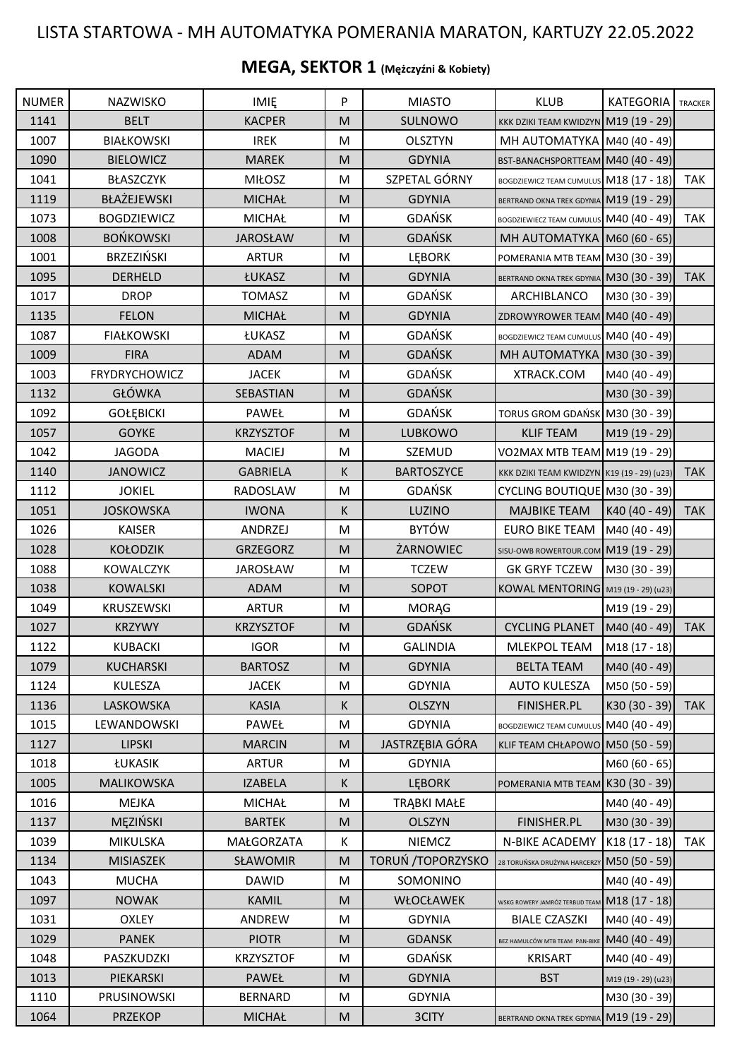# LISTA STARTOWA - MH AUTOMATYKA POMERANIA MARATON, KARTUZY 22.05.2022

## MEGA, SEKTOR 1 (Mężczyźni & Kobiety)

| NUMER | NAZWISKO | IMIĘ | P | MIASTO | KLUB | KATEGORIA | TRACKER |
|---|---|---|---|---|---|---|---|
| 1141 | BELT | KACPER | M | SULNOWO | KKK DZIKI TEAM KWIDZYN | M19 (19 - 29) | |
| 1007 | BIAŁKOWSKI | IREK | M | OLSZTYN | MH AUTOMATYKA | M40 (40 - 49) | |
| 1090 | BIELOWICZ | MAREK | M | GDYNIA | BST-BANACHSPORTTEAM | M40 (40 - 49) | |
| 1041 | BŁASZCZYK | MIŁOSZ | M | SZPETAL GÓRNY | BOGDZIEWICZ TEAM CUMULUS | M18 (17 - 18) | TAK |
| 1119 | BŁAŻEJEWSKI | MICHAŁ | M | GDYNIA | BERTRAND OKNA TREK GDYNIA | M19 (19 - 29) | |
| 1073 | BOGDZIEWICZ | MICHAŁ | M | GDAŃSK | BOGDZIEWECZ TEAM CUMULUS | M40 (40 - 49) | TAK |
| 1008 | BOŃKOWSKI | JAROSŁAW | M | GDAŃSK | MH AUTOMATYKA | M60 (60 - 65) | |
| 1001 | BRZEZIŃSKI | ARTUR | M | LĘBORK | POMERANIA MTB TEAM | M30 (30 - 39) | |
| 1095 | DERHELD | ŁUKASZ | M | GDYNIA | BERTRAND OKNA TREK GDYNIA | M30 (30 - 39) | TAK |
| 1017 | DROP | TOMASZ | M | GDAŃSK | ARCHIBLANCO | M30 (30 - 39) | |
| 1135 | FELON | MICHAŁ | M | GDYNIA | ZDROWYROWER TEAM | M40 (40 - 49) | |
| 1087 | FIAŁKOWSKI | ŁUKASZ | M | GDAŃSK | BOGDZIEWICZ TEAM CUMULUS | M40 (40 - 49) | |
| 1009 | FIRA | ADAM | M | GDAŃSK | MH AUTOMATYKA | M30 (30 - 39) | |
| 1003 | FRYDRYCHOWICZ | JACEK | M | GDAŃSK | XTRACK.COM | M40 (40 - 49) | |
| 1132 | GŁÓWKA | SEBASTIAN | M | GDAŃSK | | M30 (30 - 39) | |
| 1092 | GOŁĘBICKI | PAWEŁ | M | GDAŃSK | TORUS GROM GDAŃSK | M30 (30 - 39) | |
| 1057 | GOYKE | KRZYSZTOF | M | LUBKOWO | KLIF TEAM | M19 (19 - 29) | |
| 1042 | JAGODA | MACIEJ | M | SZEMUD | VO2MAX MTB TEAM | M19 (19 - 29) | |
| 1140 | JANOWICZ | GABRIELA | K | BARTOSZYCE | KKK DZIKI TEAM KWIDZYN | K19 (19 - 29) (u23) | TAK |
| 1112 | JOKIEL | RADOSLAW | M | GDAŃSK | CYCLING BOUTIQUE | M30 (30 - 39) | |
| 1051 | JOSKOWSKA | IWONA | K | LUZINO | MAJBIKE TEAM | K40 (40 - 49) | TAK |
| 1026 | KAISER | ANDRZEJ | M | BYTÓW | EURO BIKE TEAM | M40 (40 - 49) | |
| 1028 | KOŁODZIK | GRZEGORZ | M | ŻARNOWIEC | SISU-OWB ROWERTOUR.COM | M19 (19 - 29) | |
| 1088 | KOWALCZYK | JAROSŁAW | M | TCZEW | GK GRYF TCZEW | M30 (30 - 39) | |
| 1038 | KOWALSKI | ADAM | M | SOPOT | KOWAL MENTORING | M19 (19 - 29) (u23) | |
| 1049 | KRUSZEWSKI | ARTUR | M | MORĄG | | M19 (19 - 29) | |
| 1027 | KRZYWY | KRZYSZTOF | M | GDAŃSK | CYCLING PLANET | M40 (40 - 49) | TAK |
| 1122 | KUBACKI | IGOR | M | GALINDIA | MLEKPOL TEAM | M18 (17 - 18) | |
| 1079 | KUCHARSKI | BARTOSZ | M | GDYNIA | BELTA TEAM | M40 (40 - 49) | |
| 1124 | KULESZA | JACEK | M | GDYNIA | AUTO KULESZA | M50 (50 - 59) | |
| 1136 | LASKOWSKA | KASIA | K | OLSZYN | FINISHER.PL | K30 (30 - 39) | TAK |
| 1015 | LEWANDOWSKI | PAWEŁ | M | GDYNIA | BOGDZIEWICZ TEAM CUMULUS | M40 (40 - 49) | |
| 1127 | LIPSKI | MARCIN | M | JASTRZĘBIA GÓRA | KLIF TEAM CHŁAPOWO | M50 (50 - 59) | |
| 1018 | ŁUKASIK | ARTUR | M | GDYNIA | | M60 (60 - 65) | |
| 1005 | MALIKOWSKA | IZABELA | K | LĘBORK | POMERANIA MTB TEAM | K30 (30 - 39) | |
| 1016 | MEJKA | MICHAŁ | M | TRĄBKI MAŁE | | M40 (40 - 49) | |
| 1137 | MĘZIŃSKI | BARTEK | M | OLSZYN | FINISHER.PL | M30 (30 - 39) | |
| 1039 | MIKULSKA | MAŁGORZATA | K | NIEMCZ | N-BIKE ACADEMY | K18 (17 - 18) | TAK |
| 1134 | MISIASZEK | SŁAWOMIR | M | TORUŃ /TOPORZYSKO | 28 TORUŃSKA DRUŻYNA HARCERZY | M50 (50 - 59) | |
| 1043 | MUCHA | DAWID | M | SOMONINO | | M40 (40 - 49) | |
| 1097 | NOWAK | KAMIL | M | WŁOCŁAWEK | WSKG ROWERY JAMRÓZ TERBUD TEAM | M18 (17 - 18) | |
| 1031 | OXLEY | ANDREW | M | GDYNIA | BIALE CZASZKI | M40 (40 - 49) | |
| 1029 | PANEK | PIOTR | M | GDANSK | BEZ HAMULCÓW MTB TEAM PAN-BIKE | M40 (40 - 49) | |
| 1048 | PASZKUDZKI | KRZYSZTOF | M | GDAŃSK | KRISART | M40 (40 - 49) | |
| 1013 | PIEKARSKI | PAWEŁ | M | GDYNIA | BST | M19 (19 - 29) (u23) | |
| 1110 | PRUSINOWSKI | BERNARD | M | GDYNIA | | M30 (30 - 39) | |
| 1064 | PRZEKOP | MICHAŁ | M | 3CITY | BERTRAND OKNA TREK GDYNIA | M19 (19 - 29) | |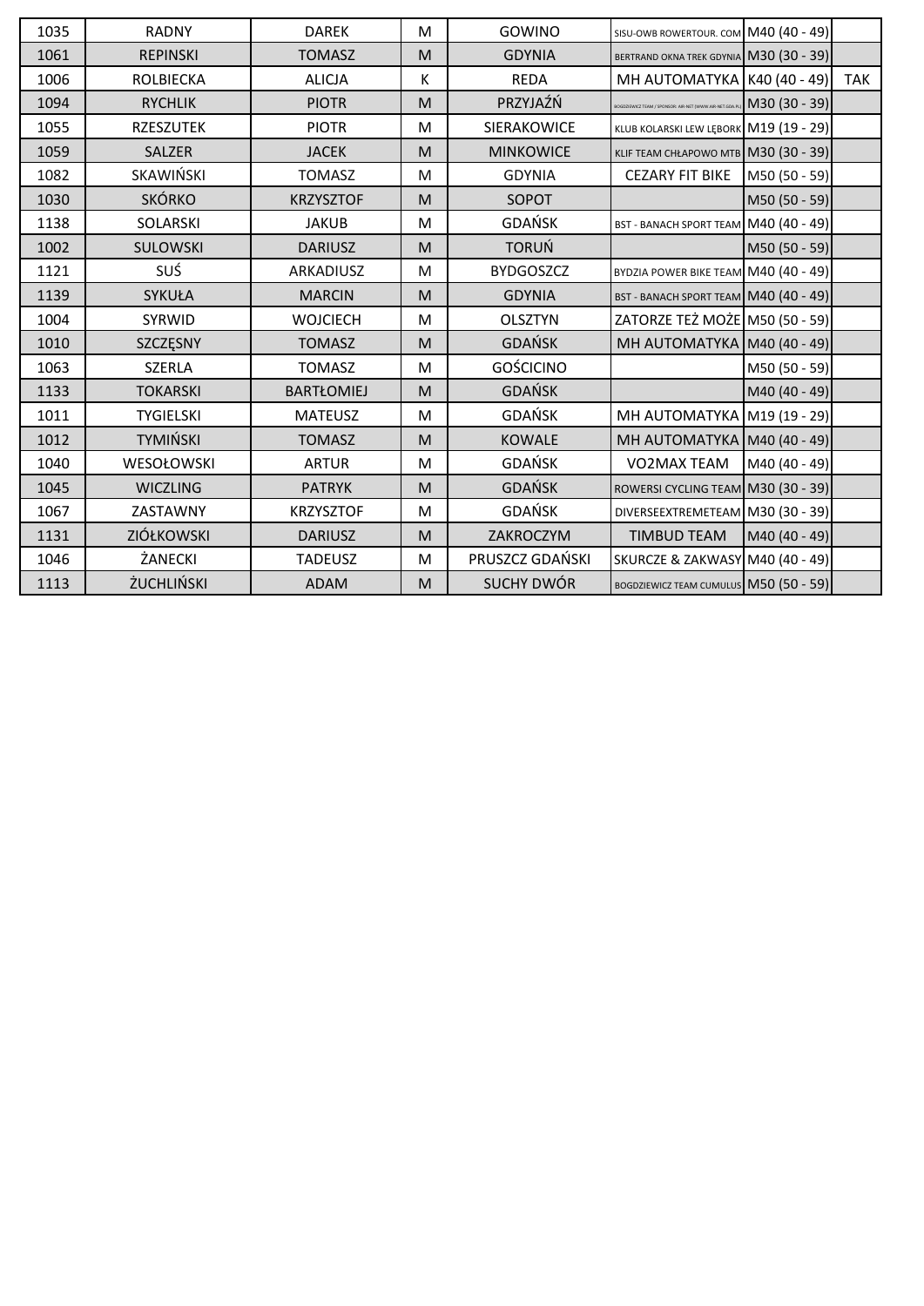| | | | | | | | |
|---|---|---|---|---|---|---|---|
| 1035 | RADNY | DAREK | M | GOWINO | SISU-OWB ROWERTOUR. COM | M40 (40 - 49) | |
| 1061 | REPINSKI | TOMASZ | M | GDYNIA | BERTRAND OKNA TREK GDYNIA | M30 (30 - 39) | |
| 1006 | ROLBIECKA | ALICJA | K | REDA | MH AUTOMATYKA | K40 (40 - 49) | TAK |
| 1094 | RYCHLIK | PIOTR | M | PRZYJAŹŃ | BOGDZIEWICZ TEAM / SPONSOR: AIR-NET (WWW.AIR-NET.GDA.PL) | M30 (30 - 39) | |
| 1055 | RZESZUTEK | PIOTR | M | SIERAKOWICE | KLUB KOLARSKI LEW LĘBORK | M19 (19 - 29) | |
| 1059 | SALZER | JACEK | M | MINKOWICE | KLIF TEAM CHŁAPOWO MTB | M30 (30 - 39) | |
| 1082 | SKAWIŃSKI | TOMASZ | M | GDYNIA | CEZARY FIT BIKE | M50 (50 - 59) | |
| 1030 | SKÓRKO | KRZYSZTOF | M | SOPOT | | M50 (50 - 59) | |
| 1138 | SOLARSKI | JAKUB | M | GDAŃSK | BST - BANACH SPORT TEAM | M40 (40 - 49) | |
| 1002 | SULOWSKI | DARIUSZ | M | TORUŃ | | M50 (50 - 59) | |
| 1121 | SUŚ | ARKADIUSZ | M | BYDGOSZCZ | BYDZIA POWER BIKE TEAM | M40 (40 - 49) | |
| 1139 | SYKUŁA | MARCIN | M | GDYNIA | BST - BANACH SPORT TEAM | M40 (40 - 49) | |
| 1004 | SYRWID | WOJCIECH | M | OLSZTYN | ZATORZE TEŻ MOŻE | M50 (50 - 59) | |
| 1010 | SZCZĘSNY | TOMASZ | M | GDAŃSK | MH AUTOMATYKA | M40 (40 - 49) | |
| 1063 | SZERLA | TOMASZ | M | GOŚCICINO | | M50 (50 - 59) | |
| 1133 | TOKARSKI | BARTŁOMIEJ | M | GDAŃSK | | M40 (40 - 49) | |
| 1011 | TYGIELSKI | MATEUSZ | M | GDAŃSK | MH AUTOMATYKA | M19 (19 - 29) | |
| 1012 | TYMIŃSKI | TOMASZ | M | KOWALE | MH AUTOMATYKA | M40 (40 - 49) | |
| 1040 | WESOŁOWSKI | ARTUR | M | GDAŃSK | VO2MAX TEAM | M40 (40 - 49) | |
| 1045 | WICZLING | PATRYK | M | GDAŃSK | ROWERSI CYCLING TEAM | M30 (30 - 39) | |
| 1067 | ZASTAWNY | KRZYSZTOF | M | GDAŃSK | DIVERSEEXTREMETEAM | M30 (30 - 39) | |
| 1131 | ZIÓŁKOWSKI | DARIUSZ | M | ZAKROCZYM | TIMBUD TEAM | M40 (40 - 49) | |
| 1046 | ŻANECKI | TADEUSZ | M | PRUSZCZ GDAŃSKI | SKURCZE & ZAKWASY | M40 (40 - 49) | |
| 1113 | ŻUCHLIŃSKI | ADAM | M | SUCHY DWÓR | BOGDZIEWICZ TEAM CUMULUS | M50 (50 - 59) | |